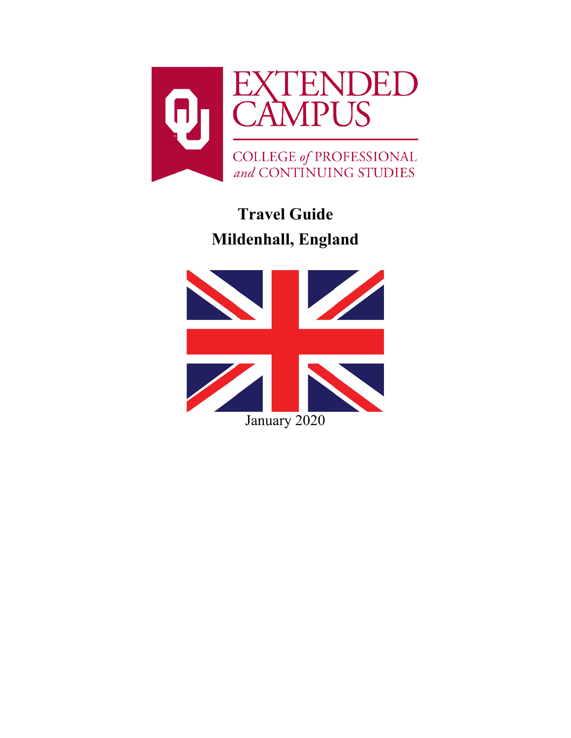EXTENDED CAMPUS

COLLEGE *of* PROFESSIONAL *and* CONTINUING STUDIES

# Travel Guide
# Mildenhall, England

January 2020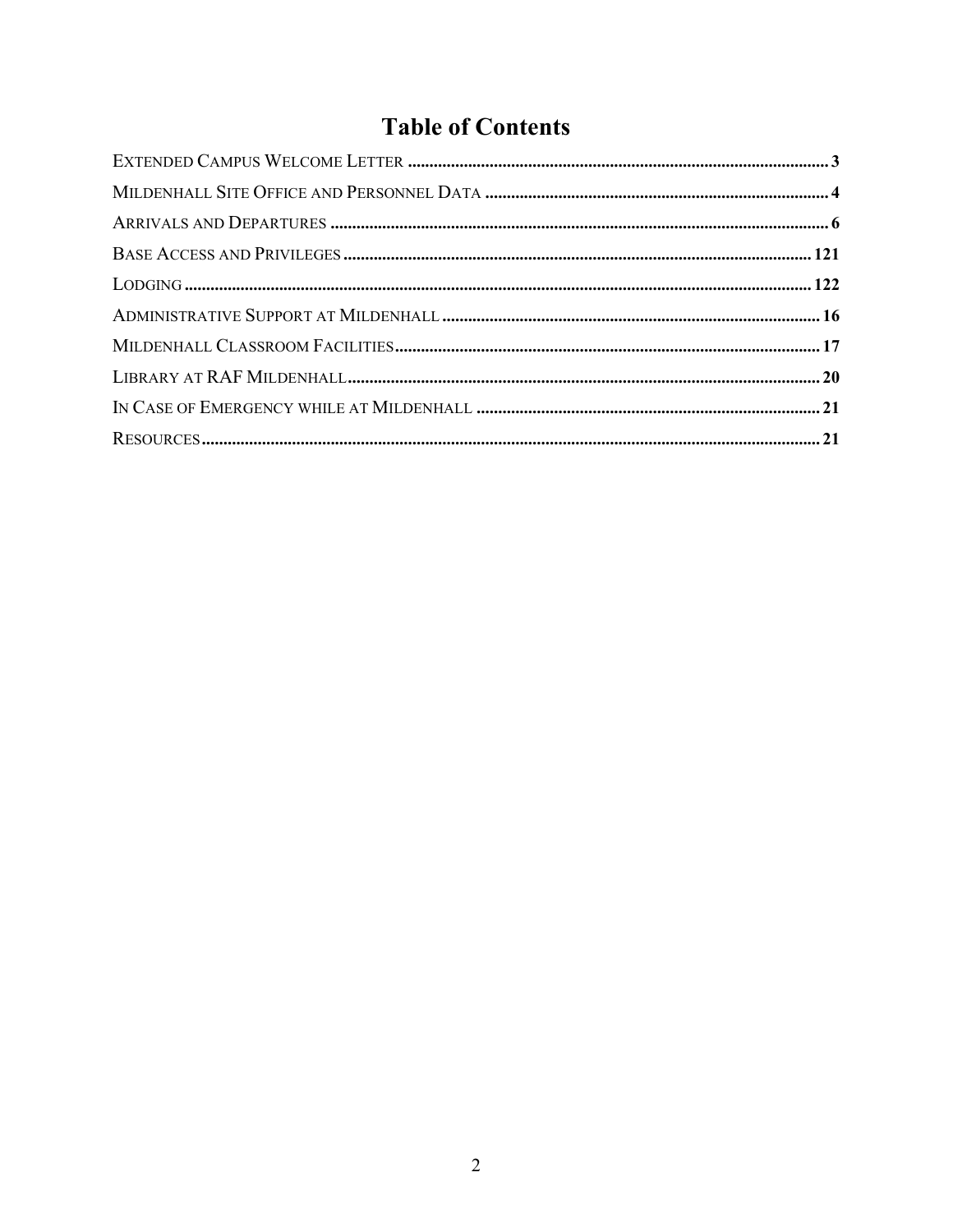# Table of Contents

EXTENDED CAMPUS WELCOME LETTER .......... 3
MILDENHALL SITE OFFICE AND PERSONNEL DATA .......... 4
ARRIVALS AND DEPARTURES .......... 6
BASE ACCESS AND PRIVILEGES .......... 121
LODGING .......... 122
ADMINISTRATIVE SUPPORT AT MILDENHALL .......... 16
MILDENHALL CLASSROOM FACILITIES .......... 17
LIBRARY AT RAF MILDENHALL .......... 20
IN CASE OF EMERGENCY WHILE AT MILDENHALL .......... 21
RESOURCES .......... 21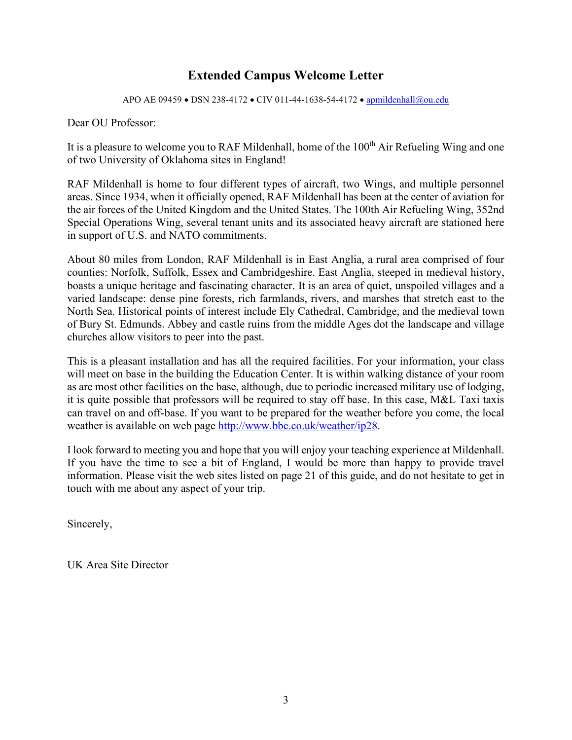# Extended Campus Welcome Letter

APO AE 09459 • DSN 238-4172 • CIV 011-44-1638-54-4172 • apmildenhall@ou.edu

Dear OU Professor:

It is a pleasure to welcome you to RAF Mildenhall, home of the 100th Air Refueling Wing and one of two University of Oklahoma sites in England!

RAF Mildenhall is home to four different types of aircraft, two Wings, and multiple personnel areas. Since 1934, when it officially opened, RAF Mildenhall has been at the center of aviation for the air forces of the United Kingdom and the United States. The 100th Air Refueling Wing, 352nd Special Operations Wing, several tenant units and its associated heavy aircraft are stationed here in support of U.S. and NATO commitments.

About 80 miles from London, RAF Mildenhall is in East Anglia, a rural area comprised of four counties: Norfolk, Suffolk, Essex and Cambridgeshire. East Anglia, steeped in medieval history, boasts a unique heritage and fascinating character. It is an area of quiet, unspoiled villages and a varied landscape: dense pine forests, rich farmlands, rivers, and marshes that stretch east to the North Sea. Historical points of interest include Ely Cathedral, Cambridge, and the medieval town of Bury St. Edmunds. Abbey and castle ruins from the middle Ages dot the landscape and village churches allow visitors to peer into the past.

This is a pleasant installation and has all the required facilities. For your information, your class will meet on base in the building the Education Center. It is within walking distance of your room as are most other facilities on the base, although, due to periodic increased military use of lodging, it is quite possible that professors will be required to stay off base. In this case, M&L Taxi taxis can travel on and off-base. If you want to be prepared for the weather before you come, the local weather is available on web page http://www.bbc.co.uk/weather/ip28.

I look forward to meeting you and hope that you will enjoy your teaching experience at Mildenhall. If you have the time to see a bit of England, I would be more than happy to provide travel information. Please visit the web sites listed on page 21 of this guide, and do not hesitate to get in touch with me about any aspect of your trip.

Sincerely,

UK Area Site Director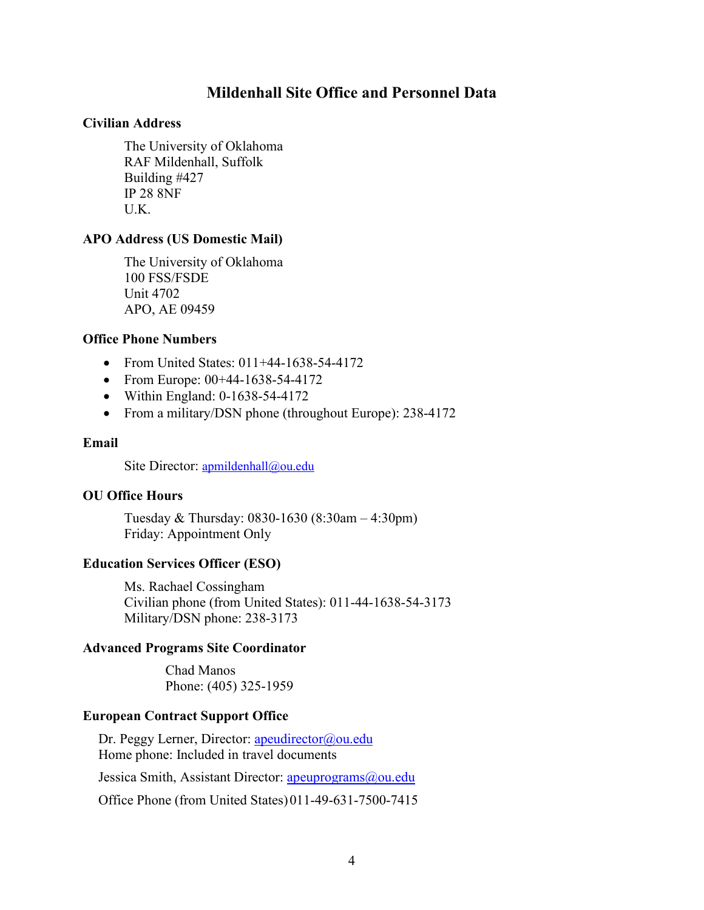# Mildenhall Site Office and Personnel Data

**Civilian Address**

The University of Oklahoma
RAF Mildenhall, Suffolk
Building #427
IP 28 8NF
U.K.

**APO Address (US Domestic Mail)**

The University of Oklahoma
100 FSS/FSDE
Unit 4702
APO, AE 09459

**Office Phone Numbers**

- From United States: 011+44-1638-54-4172
- From Europe: 00+44-1638-54-4172
- Within England: 0-1638-54-4172
- From a military/DSN phone (throughout Europe): 238-4172

**Email**

Site Director: apmildenhall@ou.edu

**OU Office Hours**

Tuesday & Thursday: 0830-1630 (8:30am – 4:30pm)
Friday: Appointment Only

**Education Services Officer (ESO)**

Ms. Rachael Cossingham
Civilian phone (from United States): 011-44-1638-54-3173
Military/DSN phone: 238-3173

**Advanced Programs Site Coordinator**

Chad Manos
Phone: (405) 325-1959

**European Contract Support Office**

Dr. Peggy Lerner, Director: apeudirector@ou.edu
Home phone: Included in travel documents

Jessica Smith, Assistant Director: apeuprograms@ou.edu

Office Phone (from United States) 011-49-631-7500-7415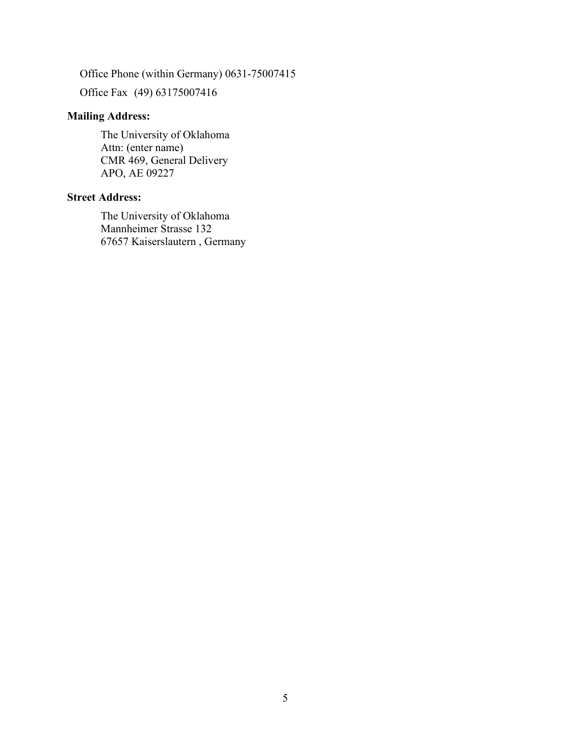Office Phone (within Germany) 0631-75007415

Office Fax (49) 63175007416

**Mailing Address:**

The University of Oklahoma
Attn: (enter name)
CMR 469, General Delivery
APO, AE 09227

**Street Address:**

The University of Oklahoma
Mannheimer Strasse 132
67657 Kaiserslautern , Germany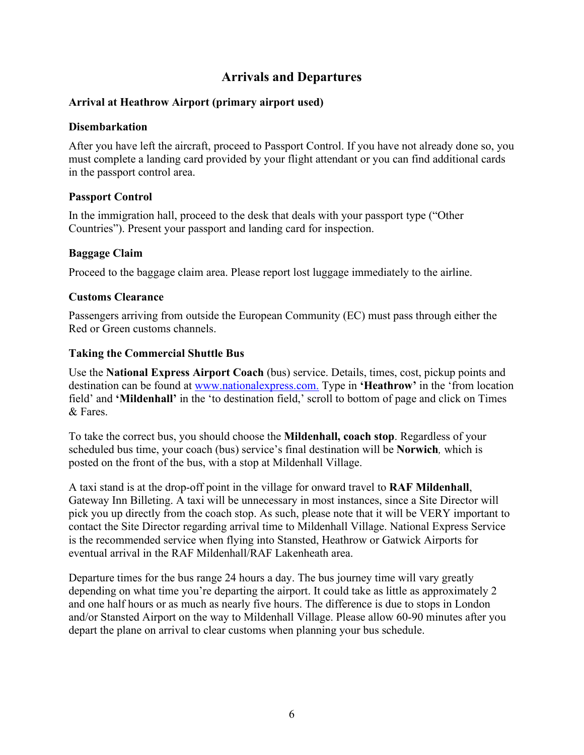# Arrivals and Departures

## Arrival at Heathrow Airport (primary airport used)

### Disembarkation

After you have left the aircraft, proceed to Passport Control. If you have not already done so, you must complete a landing card provided by your flight attendant or you can find additional cards in the passport control area.

### Passport Control

In the immigration hall, proceed to the desk that deals with your passport type ("Other Countries"). Present your passport and landing card for inspection.

### Baggage Claim

Proceed to the baggage claim area. Please report lost luggage immediately to the airline.

### Customs Clearance

Passengers arriving from outside the European Community (EC) must pass through either the Red or Green customs channels.

### Taking the Commercial Shuttle Bus

Use the **National Express Airport Coach** (bus) service. Details, times, cost, pickup points and destination can be found at [www.nationalexpress.com.](www.nationalexpress.com) Type in **'Heathrow'** in the 'from location field' and **'Mildenhall'** in the 'to destination field,' scroll to bottom of page and click on Times & Fares.

To take the correct bus, you should choose the **Mildenhall, coach stop**. Regardless of your scheduled bus time, your coach (bus) service's final destination will be **Norwich***,* which is posted on the front of the bus, with a stop at Mildenhall Village.

A taxi stand is at the drop-off point in the village for onward travel to **RAF Mildenhall**, Gateway Inn Billeting. A taxi will be unnecessary in most instances, since a Site Director will pick you up directly from the coach stop. As such, please note that it will be VERY important to contact the Site Director regarding arrival time to Mildenhall Village. National Express Service is the recommended service when flying into Stansted, Heathrow or Gatwick Airports for eventual arrival in the RAF Mildenhall/RAF Lakenheath area.

Departure times for the bus range 24 hours a day. The bus journey time will vary greatly depending on what time you're departing the airport. It could take as little as approximately 2 and one half hours or as much as nearly five hours. The difference is due to stops in London and/or Stansted Airport on the way to Mildenhall Village. Please allow 60-90 minutes after you depart the plane on arrival to clear customs when planning your bus schedule.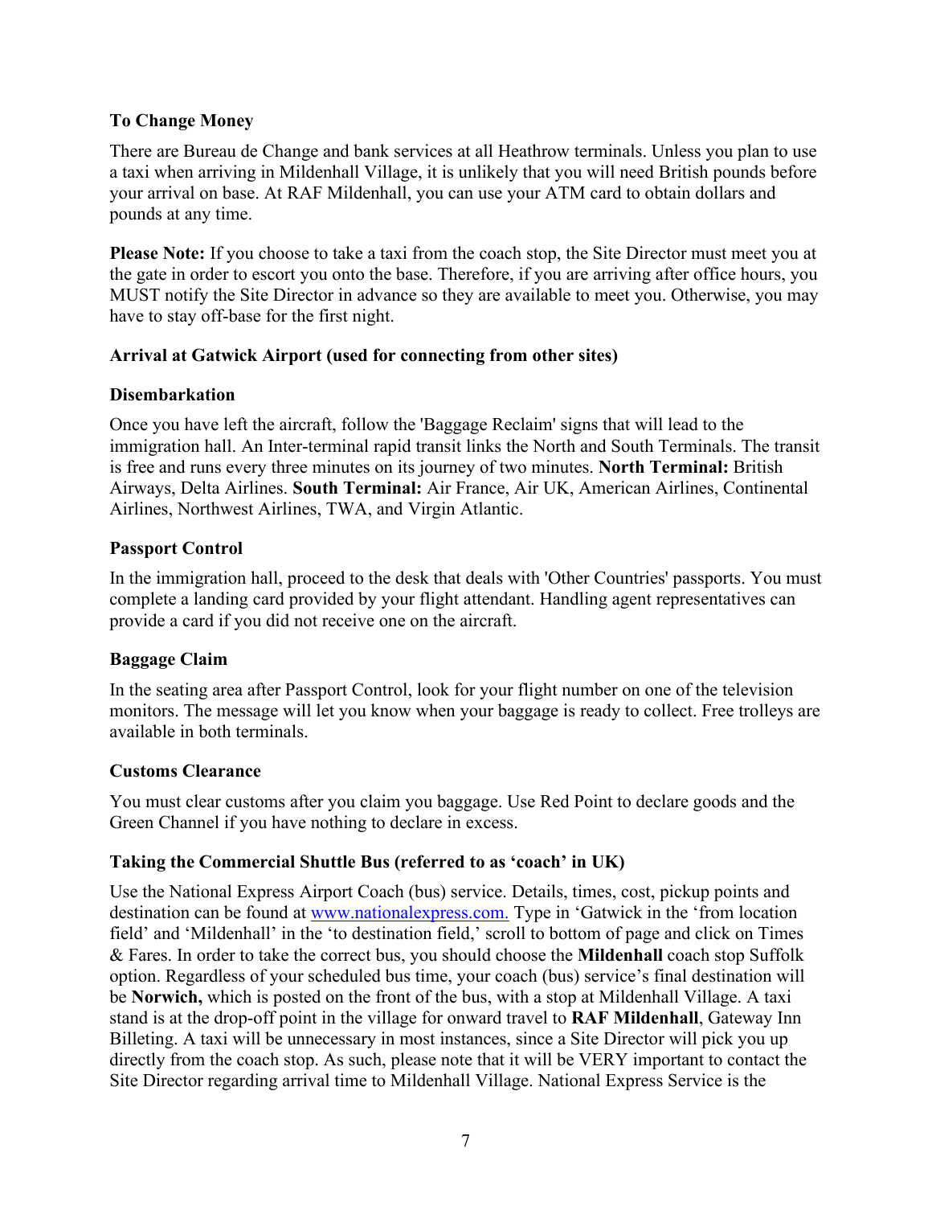**To Change Money**

There are Bureau de Change and bank services at all Heathrow terminals. Unless you plan to use a taxi when arriving in Mildenhall Village, it is unlikely that you will need British pounds before your arrival on base. At RAF Mildenhall, you can use your ATM card to obtain dollars and pounds at any time.

**Please Note:** If you choose to take a taxi from the coach stop, the Site Director must meet you at the gate in order to escort you onto the base. Therefore, if you are arriving after office hours, you MUST notify the Site Director in advance so they are available to meet you. Otherwise, you may have to stay off-base for the first night.

**Arrival at Gatwick Airport (used for connecting from other sites)**

**Disembarkation**

Once you have left the aircraft, follow the 'Baggage Reclaim' signs that will lead to the immigration hall. An Inter-terminal rapid transit links the North and South Terminals. The transit is free and runs every three minutes on its journey of two minutes. **North Terminal:** British Airways, Delta Airlines. **South Terminal:** Air France, Air UK, American Airlines, Continental Airlines, Northwest Airlines, TWA, and Virgin Atlantic.

**Passport Control**

In the immigration hall, proceed to the desk that deals with 'Other Countries' passports. You must complete a landing card provided by your flight attendant. Handling agent representatives can provide a card if you did not receive one on the aircraft.

**Baggage Claim**

In the seating area after Passport Control, look for your flight number on one of the television monitors. The message will let you know when your baggage is ready to collect. Free trolleys are available in both terminals.

**Customs Clearance**

You must clear customs after you claim you baggage. Use Red Point to declare goods and the Green Channel if you have nothing to declare in excess.

**Taking the Commercial Shuttle Bus (referred to as 'coach' in UK)**

Use the National Express Airport Coach (bus) service. Details, times, cost, pickup points and destination can be found at www.nationalexpress.com. Type in 'Gatwick in the 'from location field' and 'Mildenhall' in the 'to destination field,' scroll to bottom of page and click on Times & Fares. In order to take the correct bus, you should choose the **Mildenhall** coach stop Suffolk option. Regardless of your scheduled bus time, your coach (bus) service's final destination will be **Norwich,** which is posted on the front of the bus, with a stop at Mildenhall Village. A taxi stand is at the drop-off point in the village for onward travel to **RAF Mildenhall**, Gateway Inn Billeting. A taxi will be unnecessary in most instances, since a Site Director will pick you up directly from the coach stop. As such, please note that it will be VERY important to contact the Site Director regarding arrival time to Mildenhall Village. National Express Service is the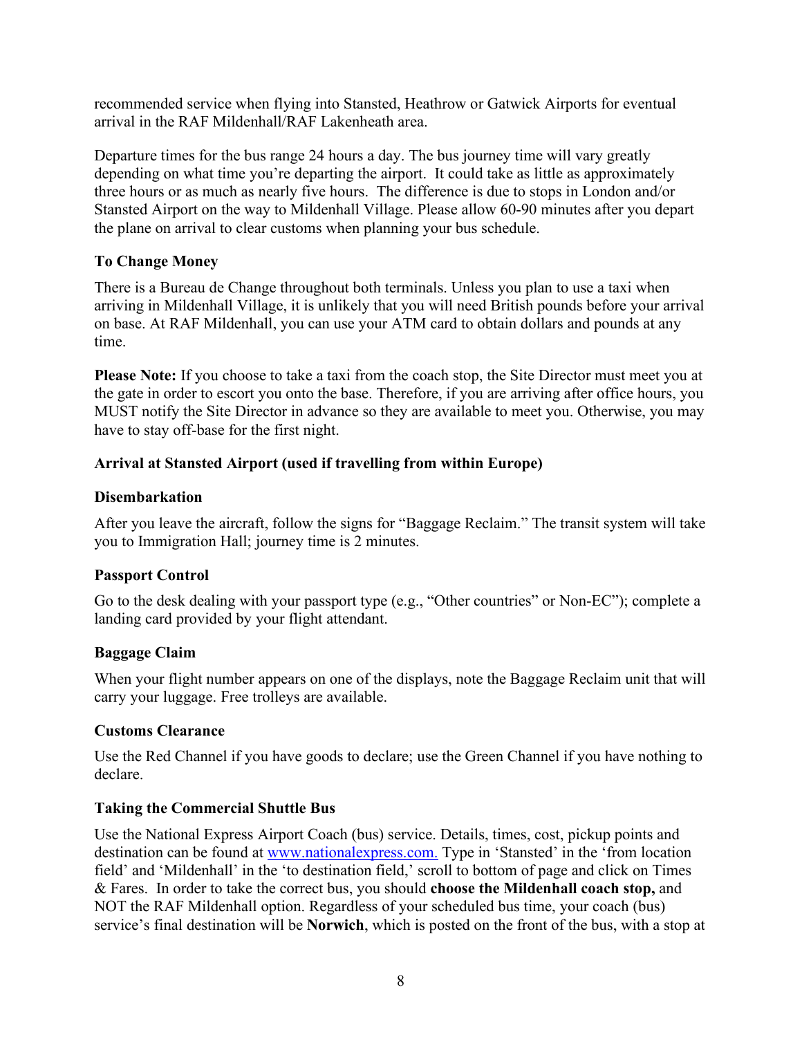recommended service when flying into Stansted, Heathrow or Gatwick Airports for eventual arrival in the RAF Mildenhall/RAF Lakenheath area.

Departure times for the bus range 24 hours a day. The bus journey time will vary greatly depending on what time you're departing the airport. It could take as little as approximately three hours or as much as nearly five hours. The difference is due to stops in London and/or Stansted Airport on the way to Mildenhall Village. Please allow 60-90 minutes after you depart the plane on arrival to clear customs when planning your bus schedule.

**To Change Money**

There is a Bureau de Change throughout both terminals. Unless you plan to use a taxi when arriving in Mildenhall Village, it is unlikely that you will need British pounds before your arrival on base. At RAF Mildenhall, you can use your ATM card to obtain dollars and pounds at any time.

**Please Note:** If you choose to take a taxi from the coach stop, the Site Director must meet you at the gate in order to escort you onto the base. Therefore, if you are arriving after office hours, you MUST notify the Site Director in advance so they are available to meet you. Otherwise, you may have to stay off-base for the first night.

**Arrival at Stansted Airport (used if travelling from within Europe)**

**Disembarkation**

After you leave the aircraft, follow the signs for "Baggage Reclaim." The transit system will take you to Immigration Hall; journey time is 2 minutes.

**Passport Control**

Go to the desk dealing with your passport type (e.g., "Other countries" or Non-EC"); complete a landing card provided by your flight attendant.

**Baggage Claim**

When your flight number appears on one of the displays, note the Baggage Reclaim unit that will carry your luggage. Free trolleys are available.

**Customs Clearance**

Use the Red Channel if you have goods to declare; use the Green Channel if you have nothing to declare.

**Taking the Commercial Shuttle Bus**

Use the National Express Airport Coach (bus) service. Details, times, cost, pickup points and destination can be found at www.nationalexpress.com. Type in 'Stansted' in the 'from location field' and 'Mildenhall' in the 'to destination field,' scroll to bottom of page and click on Times & Fares. In order to take the correct bus, you should **choose the Mildenhall coach stop,** and NOT the RAF Mildenhall option. Regardless of your scheduled bus time, your coach (bus) service's final destination will be **Norwich**, which is posted on the front of the bus, with a stop at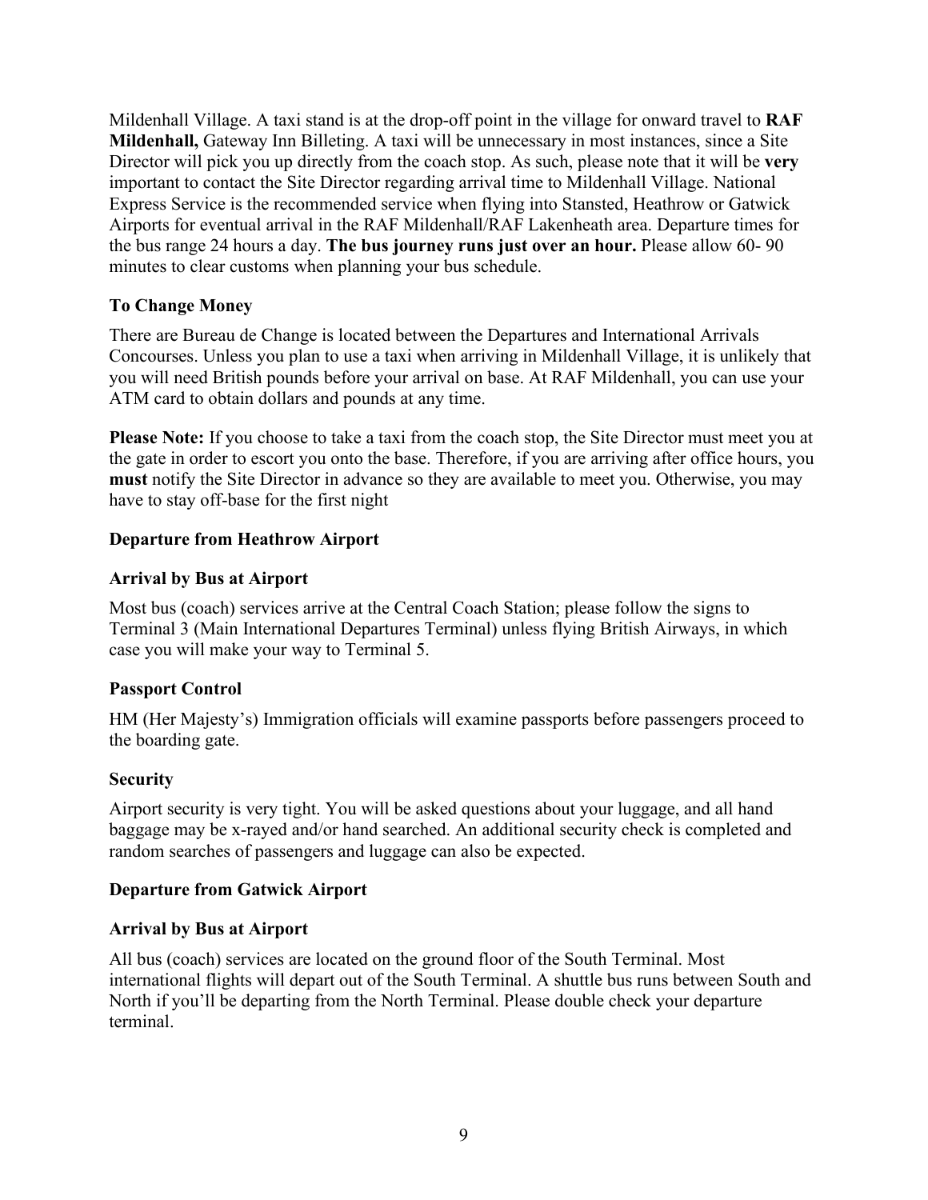Mildenhall Village. A taxi stand is at the drop-off point in the village for onward travel to **RAF Mildenhall,** Gateway Inn Billeting. A taxi will be unnecessary in most instances, since a Site Director will pick you up directly from the coach stop. As such, please note that it will be **very** important to contact the Site Director regarding arrival time to Mildenhall Village. National Express Service is the recommended service when flying into Stansted, Heathrow or Gatwick Airports for eventual arrival in the RAF Mildenhall/RAF Lakenheath area. Departure times for the bus range 24 hours a day. **The bus journey runs just over an hour.** Please allow 60- 90 minutes to clear customs when planning your bus schedule.

### To Change Money

There are Bureau de Change is located between the Departures and International Arrivals Concourses. Unless you plan to use a taxi when arriving in Mildenhall Village, it is unlikely that you will need British pounds before your arrival on base. At RAF Mildenhall, you can use your ATM card to obtain dollars and pounds at any time.

**Please Note:** If you choose to take a taxi from the coach stop, the Site Director must meet you at the gate in order to escort you onto the base. Therefore, if you are arriving after office hours, you **must** notify the Site Director in advance so they are available to meet you. Otherwise, you may have to stay off-base for the first night

### Departure from Heathrow Airport

### Arrival by Bus at Airport

Most bus (coach) services arrive at the Central Coach Station; please follow the signs to Terminal 3 (Main International Departures Terminal) unless flying British Airways, in which case you will make your way to Terminal 5.

### Passport Control

HM (Her Majesty's) Immigration officials will examine passports before passengers proceed to the boarding gate.

### Security

Airport security is very tight. You will be asked questions about your luggage, and all hand baggage may be x-rayed and/or hand searched. An additional security check is completed and random searches of passengers and luggage can also be expected.

### Departure from Gatwick Airport

### Arrival by Bus at Airport

All bus (coach) services are located on the ground floor of the South Terminal. Most international flights will depart out of the South Terminal. A shuttle bus runs between South and North if you'll be departing from the North Terminal. Please double check your departure terminal.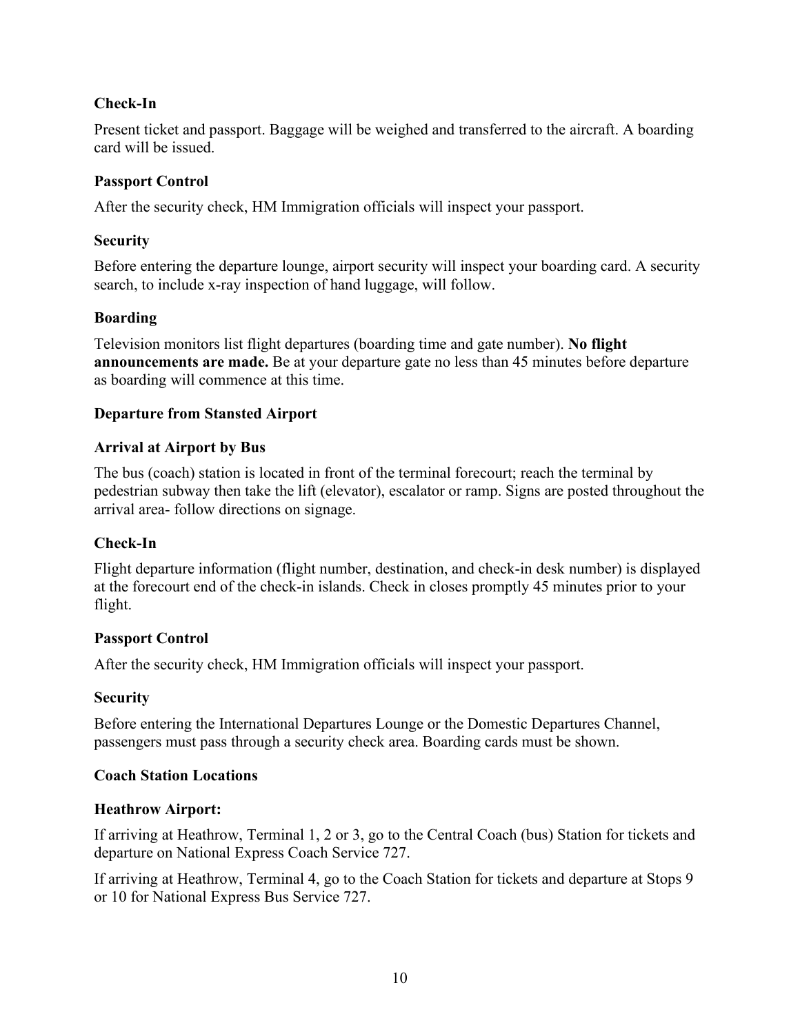**Check-In**

Present ticket and passport. Baggage will be weighed and transferred to the aircraft. A boarding card will be issued.

**Passport Control**

After the security check, HM Immigration officials will inspect your passport.

**Security**

Before entering the departure lounge, airport security will inspect your boarding card. A security search, to include x-ray inspection of hand luggage, will follow.

**Boarding**

Television monitors list flight departures (boarding time and gate number). **No flight announcements are made.** Be at your departure gate no less than 45 minutes before departure as boarding will commence at this time.

**Departure from Stansted Airport**

**Arrival at Airport by Bus**

The bus (coach) station is located in front of the terminal forecourt; reach the terminal by pedestrian subway then take the lift (elevator), escalator or ramp. Signs are posted throughout the arrival area- follow directions on signage.

**Check-In**

Flight departure information (flight number, destination, and check-in desk number) is displayed at the forecourt end of the check-in islands. Check in closes promptly 45 minutes prior to your flight.

**Passport Control**

After the security check, HM Immigration officials will inspect your passport.

**Security**

Before entering the International Departures Lounge or the Domestic Departures Channel, passengers must pass through a security check area. Boarding cards must be shown.

**Coach Station Locations**

**Heathrow Airport:**

If arriving at Heathrow, Terminal 1, 2 or 3, go to the Central Coach (bus) Station for tickets and departure on National Express Coach Service 727.

If arriving at Heathrow, Terminal 4, go to the Coach Station for tickets and departure at Stops 9 or 10 for National Express Bus Service 727.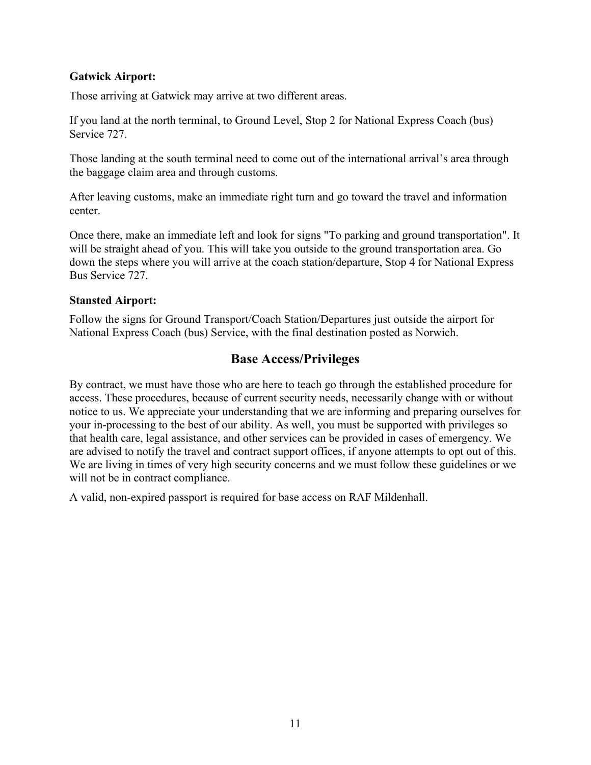**Gatwick Airport:**

Those arriving at Gatwick may arrive at two different areas.

If you land at the north terminal, to Ground Level, Stop 2 for National Express Coach (bus) Service 727.

Those landing at the south terminal need to come out of the international arrival's area through the baggage claim area and through customs.

After leaving customs, make an immediate right turn and go toward the travel and information center.

Once there, make an immediate left and look for signs "To parking and ground transportation". It will be straight ahead of you. This will take you outside to the ground transportation area. Go down the steps where you will arrive at the coach station/departure, Stop 4 for National Express Bus Service 727.

**Stansted Airport:**

Follow the signs for Ground Transport/Coach Station/Departures just outside the airport for National Express Coach (bus) Service, with the final destination posted as Norwich.

## Base Access/Privileges

By contract, we must have those who are here to teach go through the established procedure for access. These procedures, because of current security needs, necessarily change with or without notice to us. We appreciate your understanding that we are informing and preparing ourselves for your in-processing to the best of our ability. As well, you must be supported with privileges so that health care, legal assistance, and other services can be provided in cases of emergency. We are advised to notify the travel and contract support offices, if anyone attempts to opt out of this. We are living in times of very high security concerns and we must follow these guidelines or we will not be in contract compliance.

A valid, non-expired passport is required for base access on RAF Mildenhall.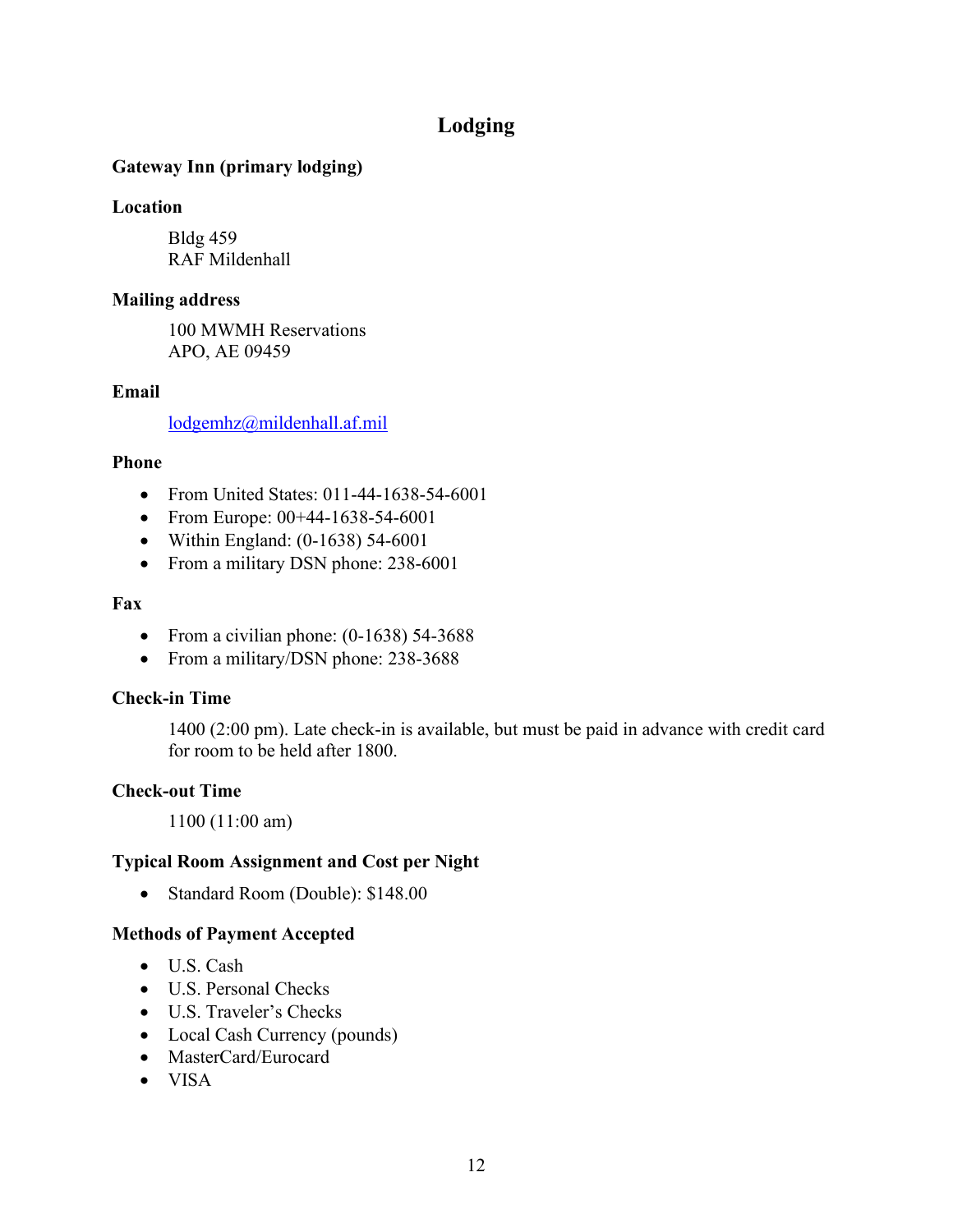# Lodging

## Gateway Inn (primary lodging)

### Location

Bldg 459
RAF Mildenhall

### Mailing address

100 MWMH Reservations
APO, AE 09459

### Email

lodgemhz@mildenhall.af.mil

### Phone

- From United States: 011-44-1638-54-6001
- From Europe: 00+44-1638-54-6001
- Within England: (0-1638) 54-6001
- From a military DSN phone: 238-6001

### Fax

- From a civilian phone: (0-1638) 54-3688
- From a military/DSN phone: 238-3688

### Check-in Time

1400 (2:00 pm). Late check-in is available, but must be paid in advance with credit card for room to be held after 1800.

### Check-out Time

1100 (11:00 am)

### Typical Room Assignment and Cost per Night

- Standard Room (Double): $148.00

### Methods of Payment Accepted

- U.S. Cash
- U.S. Personal Checks
- U.S. Traveler's Checks
- Local Cash Currency (pounds)
- MasterCard/Eurocard
- VISA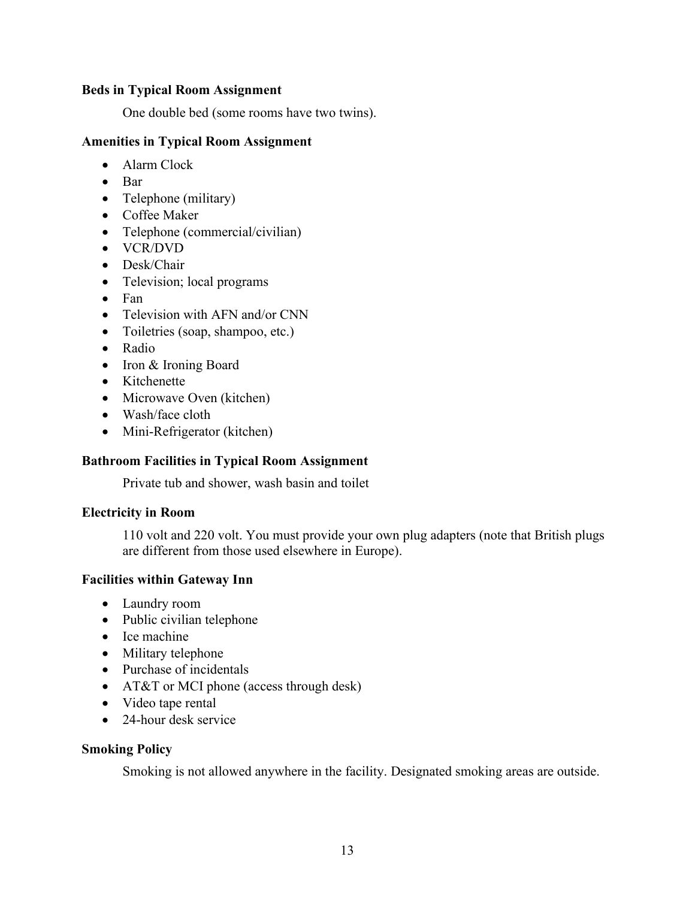**Beds in Typical Room Assignment**

One double bed (some rooms have two twins).

**Amenities in Typical Room Assignment**

- Alarm Clock
- Bar
- Telephone (military)
- Coffee Maker
- Telephone (commercial/civilian)
- VCR/DVD
- Desk/Chair
- Television; local programs
- Fan
- Television with AFN and/or CNN
- Toiletries (soap, shampoo, etc.)
- Radio
- Iron & Ironing Board
- Kitchenette
- Microwave Oven (kitchen)
- Wash/face cloth
- Mini-Refrigerator (kitchen)

**Bathroom Facilities in Typical Room Assignment**

Private tub and shower, wash basin and toilet

**Electricity in Room**

110 volt and 220 volt. You must provide your own plug adapters (note that British plugs are different from those used elsewhere in Europe).

**Facilities within Gateway Inn**

- Laundry room
- Public civilian telephone
- Ice machine
- Military telephone
- Purchase of incidentals
- AT&T or MCI phone (access through desk)
- Video tape rental
- 24-hour desk service

**Smoking Policy**

Smoking is not allowed anywhere in the facility. Designated smoking areas are outside.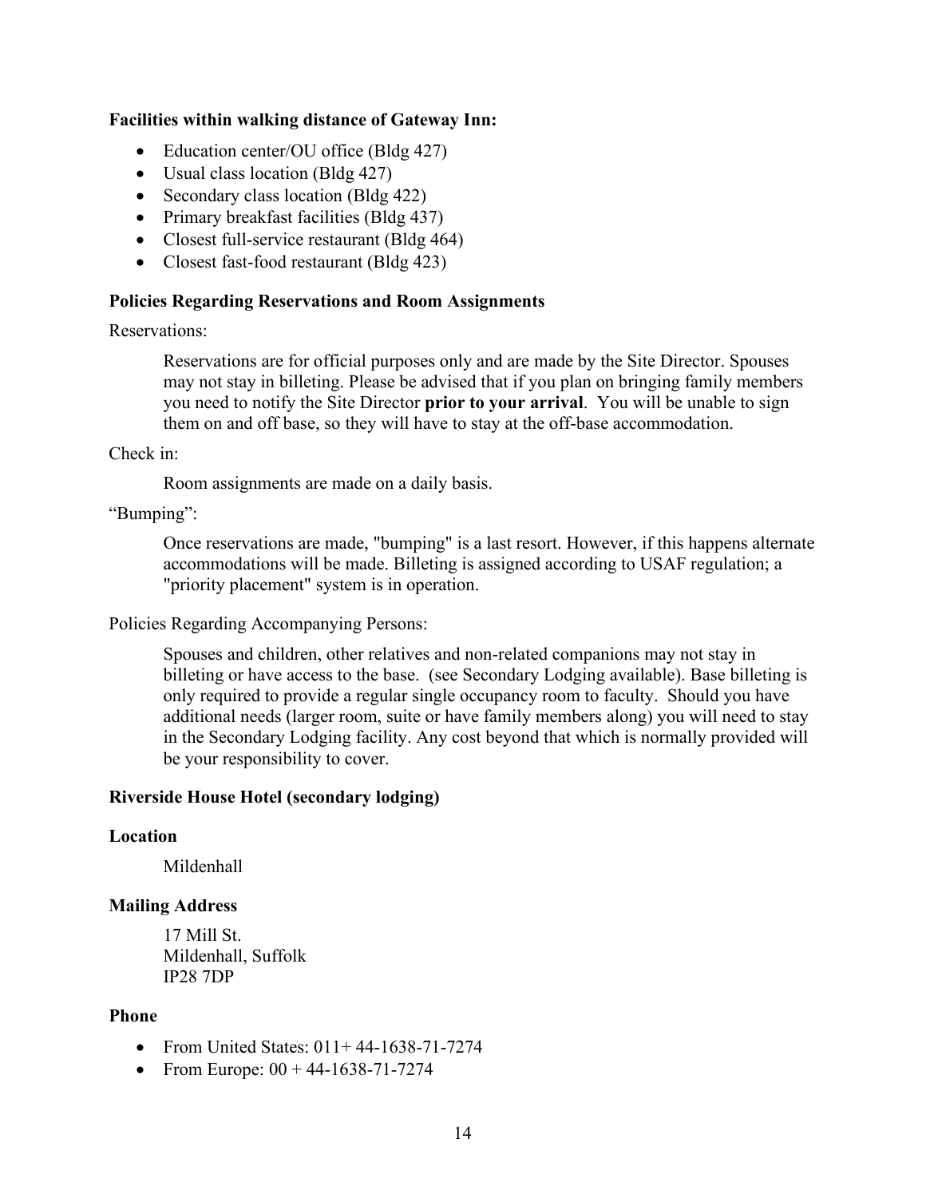**Facilities within walking distance of Gateway Inn:**

- Education center/OU office (Bldg 427)
- Usual class location (Bldg 427)
- Secondary class location (Bldg 422)
- Primary breakfast facilities (Bldg 437)
- Closest full-service restaurant (Bldg 464)
- Closest fast-food restaurant (Bldg 423)

**Policies Regarding Reservations and Room Assignments**

Reservations:

> Reservations are for official purposes only and are made by the Site Director. Spouses may not stay in billeting. Please be advised that if you plan on bringing family members you need to notify the Site Director **prior to your arrival**. You will be unable to sign them on and off base, so they will have to stay at the off-base accommodation.

Check in:

> Room assignments are made on a daily basis.

"Bumping":

> Once reservations are made, "bumping" is a last resort. However, if this happens alternate accommodations will be made. Billeting is assigned according to USAF regulation; a "priority placement" system is in operation.

Policies Regarding Accompanying Persons:

> Spouses and children, other relatives and non-related companions may not stay in billeting or have access to the base. (see Secondary Lodging available). Base billeting is only required to provide a regular single occupancy room to faculty. Should you have additional needs (larger room, suite or have family members along) you will need to stay in the Secondary Lodging facility. Any cost beyond that which is normally provided will be your responsibility to cover.

**Riverside House Hotel (secondary lodging)**

**Location**

> Mildenhall

**Mailing Address**

> 17 Mill St.
> Mildenhall, Suffolk
> IP28 7DP

**Phone**

- From United States: 011+ 44-1638-71-7274
- From Europe: 00 + 44-1638-71-7274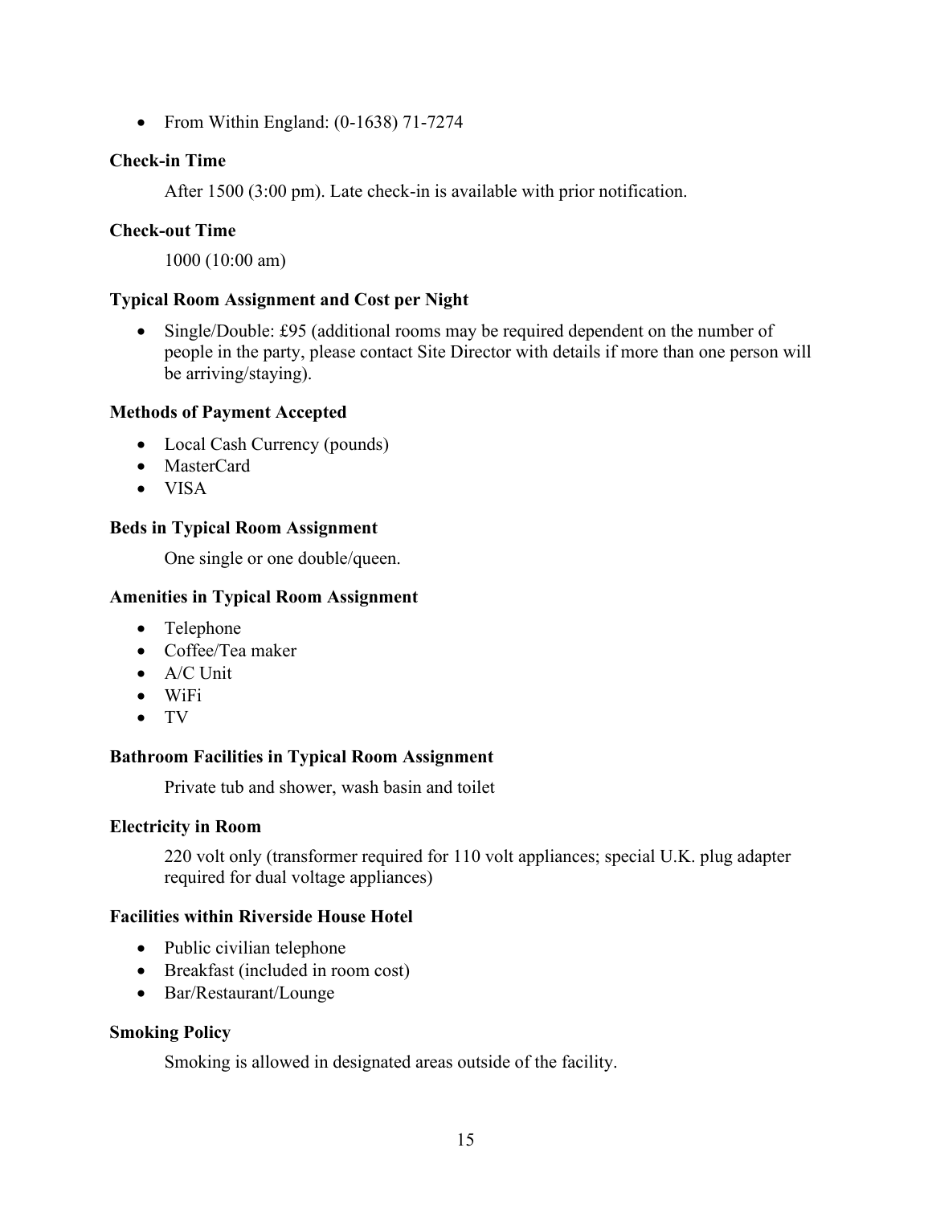- From Within England: (0-1638) 71-7274

**Check-in Time**

After 1500 (3:00 pm). Late check-in is available with prior notification.

**Check-out Time**

1000 (10:00 am)

**Typical Room Assignment and Cost per Night**

- Single/Double: £95 (additional rooms may be required dependent on the number of people in the party, please contact Site Director with details if more than one person will be arriving/staying).

**Methods of Payment Accepted**

- Local Cash Currency (pounds)
- MasterCard
- VISA

**Beds in Typical Room Assignment**

One single or one double/queen.

**Amenities in Typical Room Assignment**

- Telephone
- Coffee/Tea maker
- A/C Unit
- WiFi
- TV

**Bathroom Facilities in Typical Room Assignment**

Private tub and shower, wash basin and toilet

**Electricity in Room**

220 volt only (transformer required for 110 volt appliances; special U.K. plug adapter required for dual voltage appliances)

**Facilities within Riverside House Hotel**

- Public civilian telephone
- Breakfast (included in room cost)
- Bar/Restaurant/Lounge

**Smoking Policy**

Smoking is allowed in designated areas outside of the facility.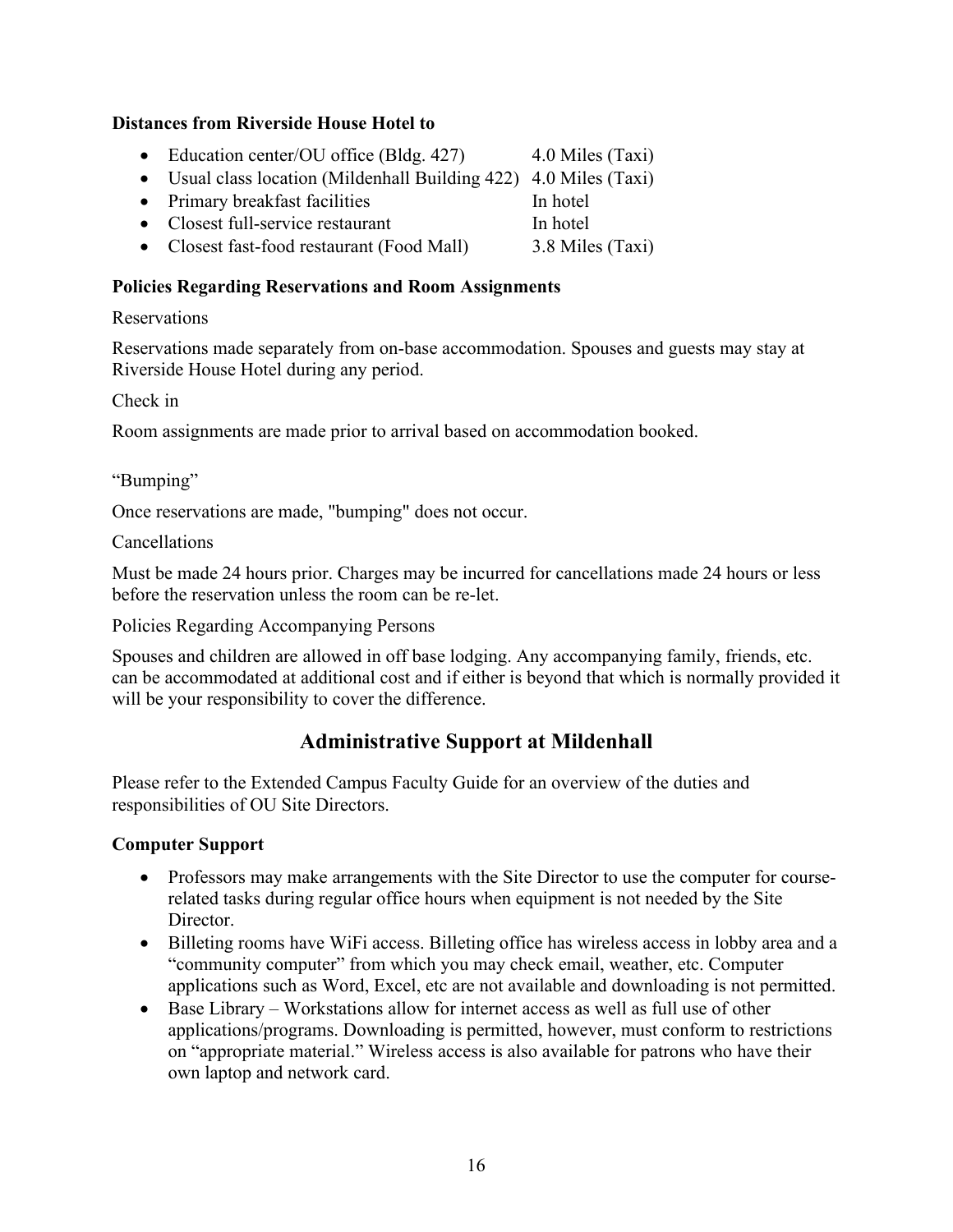**Distances from Riverside House Hotel to**

- Education center/OU office (Bldg. 427) 4.0 Miles (Taxi)
- Usual class location (Mildenhall Building 422) 4.0 Miles (Taxi)
- Primary breakfast facilities In hotel
- Closest full-service restaurant In hotel
- Closest fast-food restaurant (Food Mall) 3.8 Miles (Taxi)

**Policies Regarding Reservations and Room Assignments**

Reservations

Reservations made separately from on-base accommodation. Spouses and guests may stay at Riverside House Hotel during any period.

Check in

Room assignments are made prior to arrival based on accommodation booked.

"Bumping"

Once reservations are made, "bumping" does not occur.

Cancellations

Must be made 24 hours prior. Charges may be incurred for cancellations made 24 hours or less before the reservation unless the room can be re-let.

Policies Regarding Accompanying Persons

Spouses and children are allowed in off base lodging. Any accompanying family, friends, etc. can be accommodated at additional cost and if either is beyond that which is normally provided it will be your responsibility to cover the difference.

## Administrative Support at Mildenhall

Please refer to the Extended Campus Faculty Guide for an overview of the duties and responsibilities of OU Site Directors.

**Computer Support**

- Professors may make arrangements with the Site Director to use the computer for course-related tasks during regular office hours when equipment is not needed by the Site Director.
- Billeting rooms have WiFi access. Billeting office has wireless access in lobby area and a "community computer" from which you may check email, weather, etc. Computer applications such as Word, Excel, etc are not available and downloading is not permitted.
- Base Library – Workstations allow for internet access as well as full use of other applications/programs. Downloading is permitted, however, must conform to restrictions on "appropriate material." Wireless access is also available for patrons who have their own laptop and network card.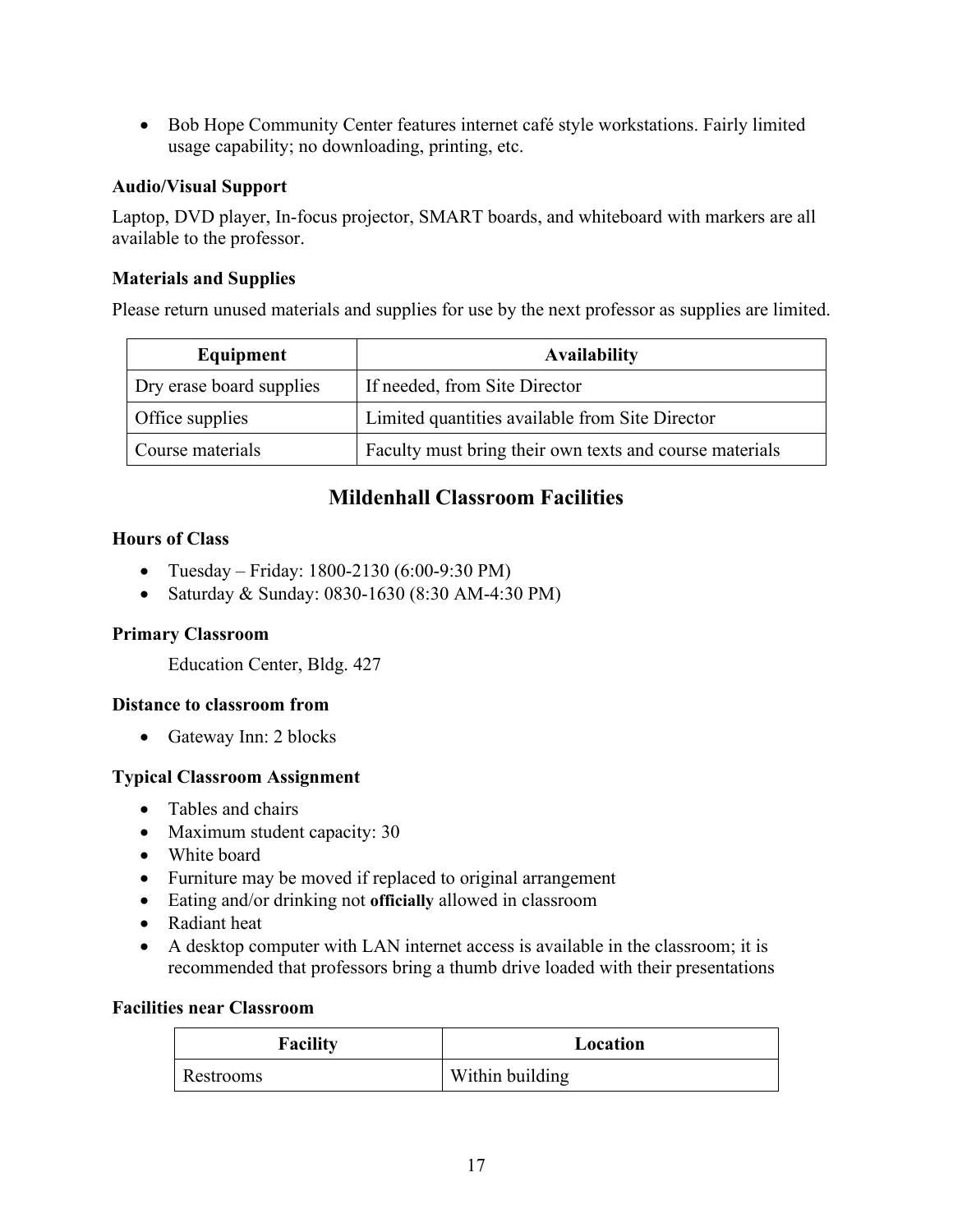- Bob Hope Community Center features internet café style workstations. Fairly limited usage capability; no downloading, printing, etc.

### Audio/Visual Support

Laptop, DVD player, In-focus projector, SMART boards, and whiteboard with markers are all available to the professor.

### Materials and Supplies

Please return unused materials and supplies for use by the next professor as supplies are limited.

| Equipment | Availability |
| --- | --- |
| Dry erase board supplies | If needed, from Site Director |
| Office supplies | Limited quantities available from Site Director |
| Course materials | Faculty must bring their own texts and course materials |

## Mildenhall Classroom Facilities

### Hours of Class

- Tuesday – Friday: 1800-2130 (6:00-9:30 PM)
- Saturday & Sunday: 0830-1630 (8:30 AM-4:30 PM)

### Primary Classroom

Education Center, Bldg. 427

### Distance to classroom from

- Gateway Inn: 2 blocks

### Typical Classroom Assignment

- Tables and chairs
- Maximum student capacity: 30
- White board
- Furniture may be moved if replaced to original arrangement
- Eating and/or drinking not **officially** allowed in classroom
- Radiant heat
- A desktop computer with LAN internet access is available in the classroom; it is recommended that professors bring a thumb drive loaded with their presentations

### Facilities near Classroom

| Facility | Location |
| --- | --- |
| Restrooms | Within building |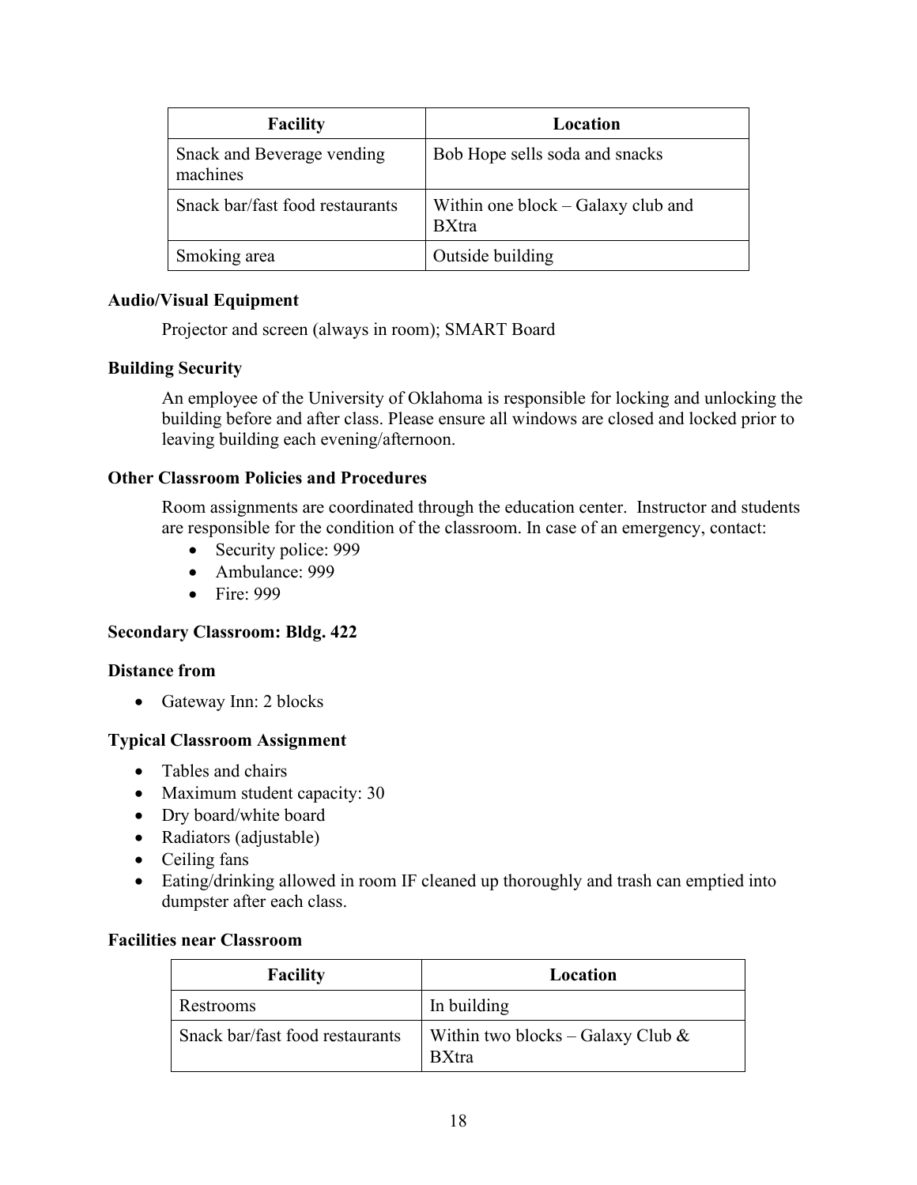| Facility | Location |
| --- | --- |
| Snack and Beverage vending machines | Bob Hope sells soda and snacks |
| Snack bar/fast food restaurants | Within one block – Galaxy club and BXtra |
| Smoking area | Outside building |

**Audio/Visual Equipment**

Projector and screen (always in room); SMART Board

**Building Security**

An employee of the University of Oklahoma is responsible for locking and unlocking the building before and after class. Please ensure all windows are closed and locked prior to leaving building each evening/afternoon.

**Other Classroom Policies and Procedures**

Room assignments are coordinated through the education center. Instructor and students are responsible for the condition of the classroom. In case of an emergency, contact:

- Security police: 999
- Ambulance: 999
- Fire: 999

**Secondary Classroom: Bldg. 422**

**Distance from**

- Gateway Inn: 2 blocks

**Typical Classroom Assignment**

- Tables and chairs
- Maximum student capacity: 30
- Dry board/white board
- Radiators (adjustable)
- Ceiling fans
- Eating/drinking allowed in room IF cleaned up thoroughly and trash can emptied into dumpster after each class.

**Facilities near Classroom**

| Facility | Location |
| --- | --- |
| Restrooms | In building |
| Snack bar/fast food restaurants | Within two blocks – Galaxy Club & BXtra |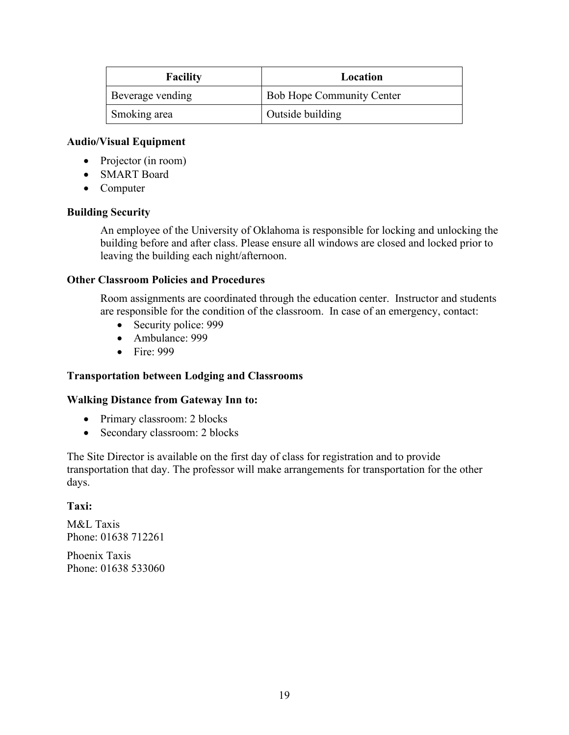| Facility | Location |
|---|---|
| Beverage vending | Bob Hope Community Center |
| Smoking area | Outside building |

**Audio/Visual Equipment**

- Projector (in room)
- SMART Board
- Computer

**Building Security**

An employee of the University of Oklahoma is responsible for locking and unlocking the building before and after class. Please ensure all windows are closed and locked prior to leaving the building each night/afternoon.

**Other Classroom Policies and Procedures**

Room assignments are coordinated through the education center. Instructor and students are responsible for the condition of the classroom. In case of an emergency, contact:

- Security police: 999
- Ambulance: 999
- Fire: 999

**Transportation between Lodging and Classrooms**

**Walking Distance from Gateway Inn to:**

- Primary classroom: 2 blocks
- Secondary classroom: 2 blocks

The Site Director is available on the first day of class for registration and to provide transportation that day. The professor will make arrangements for transportation for the other days.

**Taxi:**

M&L Taxis
Phone: 01638 712261

Phoenix Taxis
Phone: 01638 533060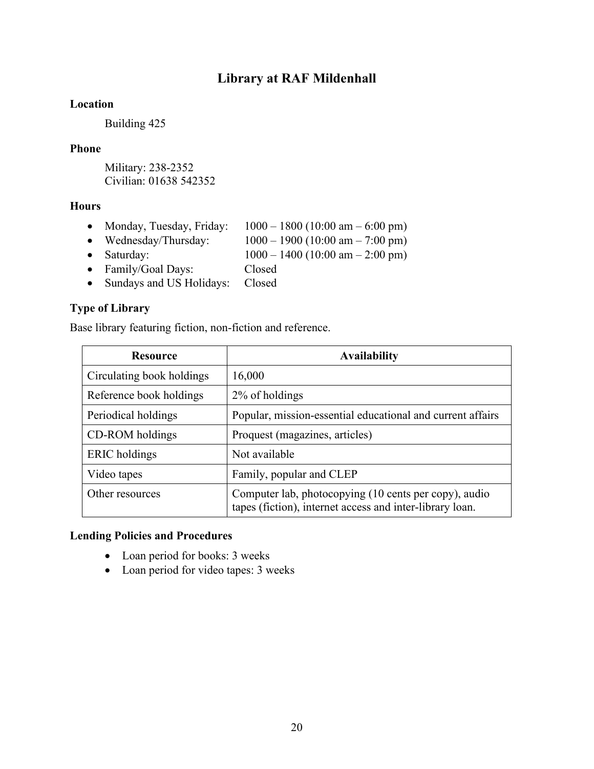## Library at RAF Mildenhall

### Location

Building 425

### Phone

Military: 238-2352
Civilian: 01638 542352

### Hours

- Monday, Tuesday, Friday: 1000 – 1800 (10:00 am – 6:00 pm)
- Wednesday/Thursday: 1000 – 1900 (10:00 am – 7:00 pm)
- Saturday: 1000 – 1400 (10:00 am – 2:00 pm)
- Family/Goal Days: Closed
- Sundays and US Holidays: Closed

### Type of Library

Base library featuring fiction, non-fiction and reference.

| Resource | Availability |
|---|---|
| Circulating book holdings | 16,000 |
| Reference book holdings | 2% of holdings |
| Periodical holdings | Popular, mission-essential educational and current affairs |
| CD-ROM holdings | Proquest (magazines, articles) |
| ERIC holdings | Not available |
| Video tapes | Family, popular and CLEP |
| Other resources | Computer lab, photocopying (10 cents per copy), audio tapes (fiction), internet access and inter-library loan. |

### Lending Policies and Procedures

- Loan period for books: 3 weeks
- Loan period for video tapes: 3 weeks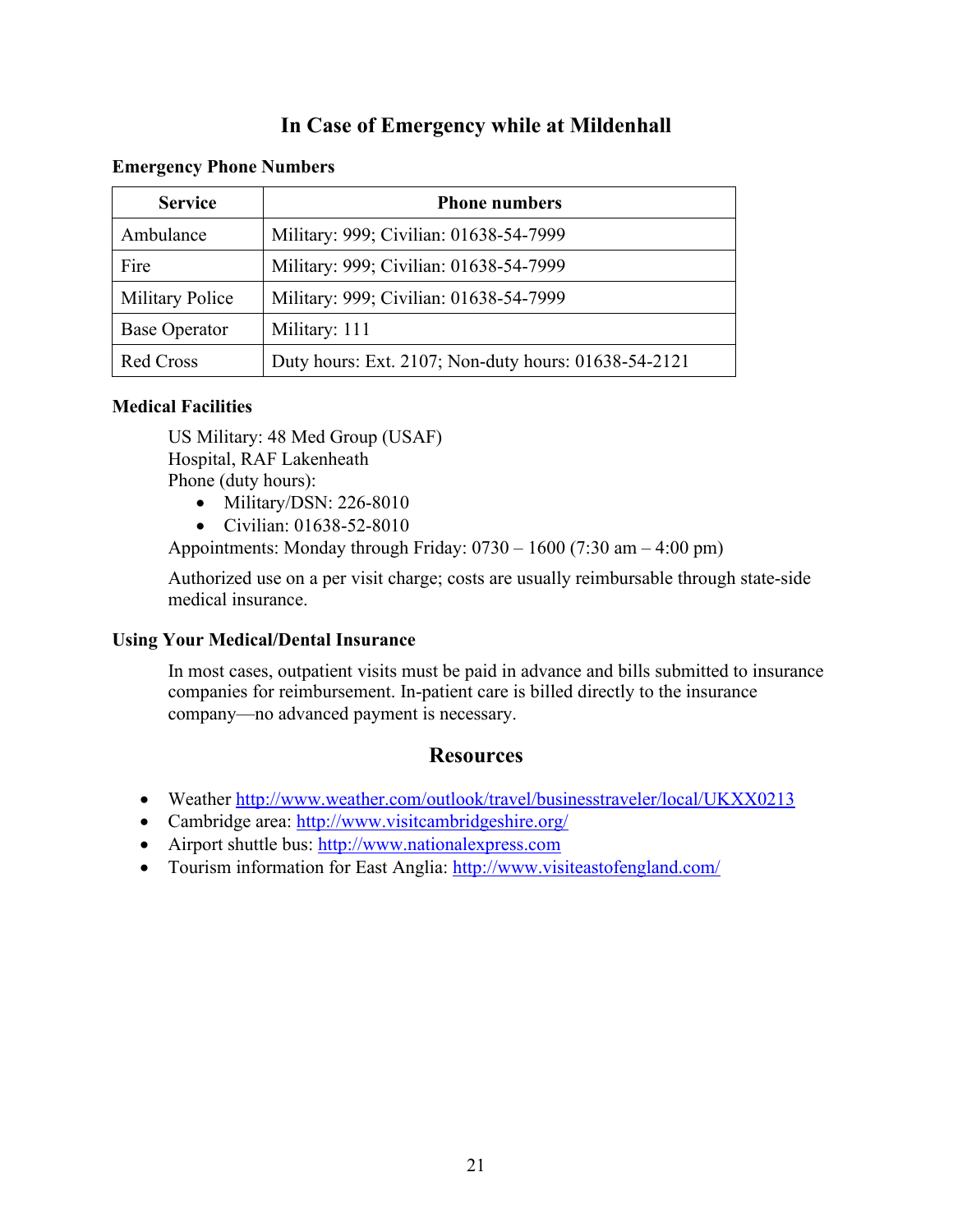## In Case of Emergency while at Mildenhall

### Emergency Phone Numbers

| Service | Phone numbers |
|---|---|
| Ambulance | Military: 999; Civilian: 01638-54-7999 |
| Fire | Military: 999; Civilian: 01638-54-7999 |
| Military Police | Military: 999; Civilian: 01638-54-7999 |
| Base Operator | Military: 111 |
| Red Cross | Duty hours: Ext. 2107; Non-duty hours: 01638-54-2121 |

### Medical Facilities

US Military: 48 Med Group (USAF)
Hospital, RAF Lakenheath
Phone (duty hours):

- Military/DSN: 226-8010
- Civilian: 01638-52-8010

Appointments: Monday through Friday: 0730 – 1600 (7:30 am – 4:00 pm)

Authorized use on a per visit charge; costs are usually reimbursable through state-side medical insurance.

### Using Your Medical/Dental Insurance

In most cases, outpatient visits must be paid in advance and bills submitted to insurance companies for reimbursement. In-patient care is billed directly to the insurance company—no advanced payment is necessary.

## Resources

- Weather http://www.weather.com/outlook/travel/businesstraveler/local/UKXX0213
- Cambridge area: http://www.visitcambridgeshire.org/
- Airport shuttle bus: http://www.nationalexpress.com
- Tourism information for East Anglia: http://www.visiteastofengland.com/